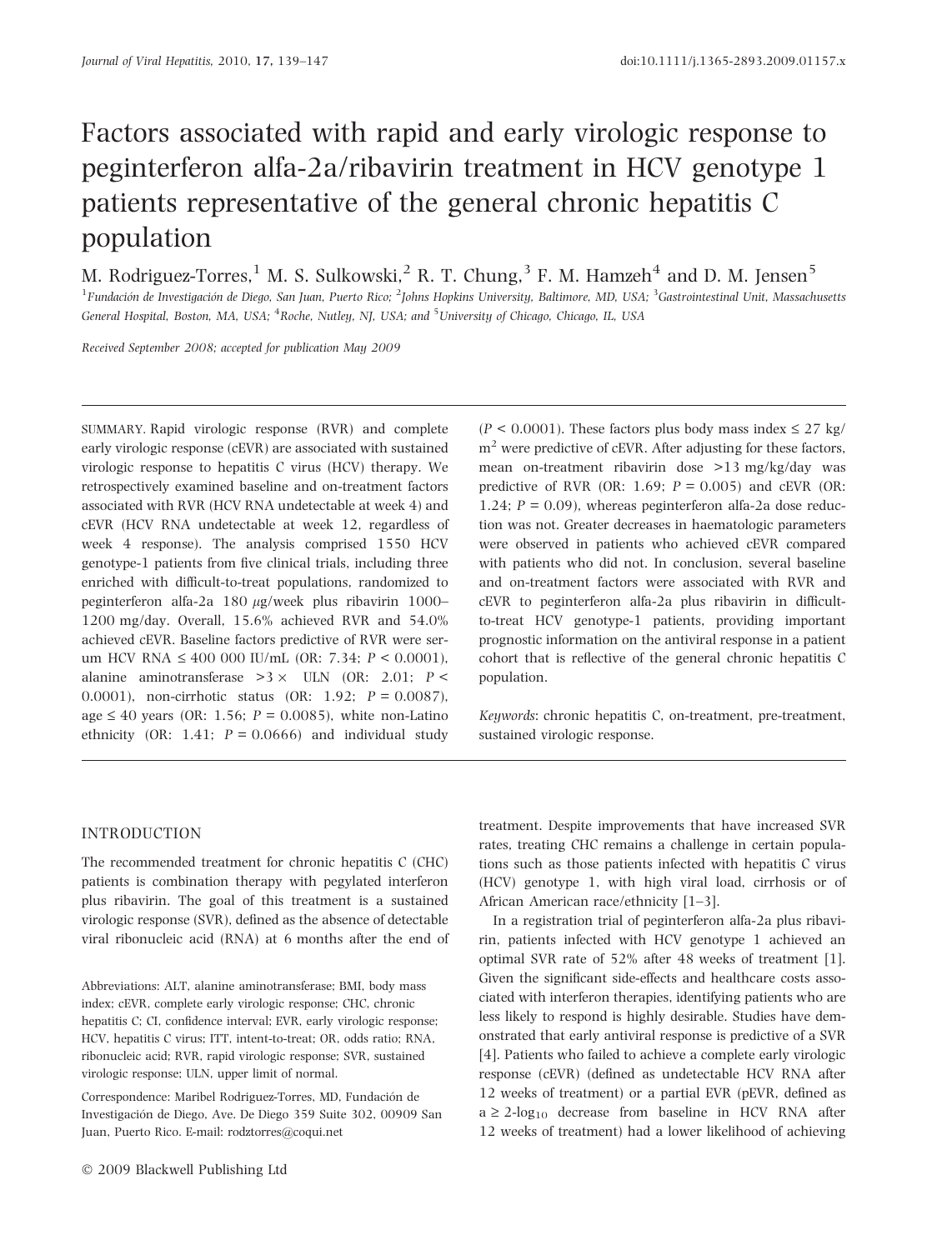# Factors associated with rapid and early virologic response to peginterferon alfa-2a/ribavirin treatment in HCV genotype 1 patients representative of the general chronic hepatitis C population

M. Rodriguez-Torres,[1] M. S. Sulkowski,[2] R. T. Chung,[3] F. M. Hamzeh[4] and D. M. Jensen[5]

[1]Fundación de Investigación de Diego, San Juan, Puerto Rico; [2]Johns Hopkins University, Baltimore, MD, USA; [3]Gastrointestinal Unit, Massachusetts General Hospital, Boston, MA, USA; [4]Roche, Nutley, NJ, USA; and [5]University of Chicago, Chicago, IL, USA

*Received September 2008; accepted for publication May 2009*

SUMMARY. Rapid virologic response (RVR) and complete early virologic response (cEVR) are associated with sustained virologic response to hepatitis C virus (HCV) therapy. We retrospectively examined baseline and on-treatment factors associated with RVR (HCV RNA undetectable at week 4) and cEVR (HCV RNA undetectable at week 12, regardless of week 4 response). The analysis comprised 1550 HCV genotype-1 patients from five clinical trials, including three enriched with difficult-to-treat populations, randomized to peginterferon alfa-2a 180 $\mu$g/week plus ribavirin 1000–1200 mg/day. Overall, 15.6% achieved RVR and 54.0% achieved cEVR. Baseline factors predictive of RVR were serum HCV RNA ≤ 400 000 IU/mL (OR: 7.34; $P < 0.0001$), alanine aminotransferase >3 × ULN (OR: 2.01; $P < 0.0001$), non-cirrhotic status (OR: 1.92; $P = 0.0087$), age ≤ 40 years (OR: 1.56; $P = 0.0085$), white non-Latino ethnicity (OR: 1.41; $P = 0.0666$) and individual study ($P < 0.0001$). These factors plus body mass index ≤ 27 kg/m$^2$ were predictive of cEVR. After adjusting for these factors, mean on-treatment ribavirin dose >13 mg/kg/day was predictive of RVR (OR: 1.69; $P = 0.005$) and cEVR (OR: 1.24; $P = 0.09$), whereas peginterferon alfa-2a dose reduction was not. Greater decreases in haematologic parameters were observed in patients who achieved cEVR compared with patients who did not. In conclusion, several baseline and on-treatment factors were associated with RVR and cEVR to peginterferon alfa-2a plus ribavirin in difficult-to-treat HCV genotype-1 patients, providing important prognostic information on the antiviral response in a patient cohort that is reflective of the general chronic hepatitis C population.

*Keywords*: chronic hepatitis C, on-treatment, pre-treatment, sustained virologic response.

## INTRODUCTION

The recommended treatment for chronic hepatitis C (CHC) patients is combination therapy with pegylated interferon plus ribavirin. The goal of this treatment is a sustained virologic response (SVR), defined as the absence of detectable viral ribonucleic acid (RNA) at 6 months after the end of treatment. Despite improvements that have increased SVR rates, treating CHC remains a challenge in certain populations such as those patients infected with hepatitis C virus (HCV) genotype 1, with high viral load, cirrhosis or of African American race/ethnicity [1–3].

In a registration trial of peginterferon alfa-2a plus ribavirin, patients infected with HCV genotype 1 achieved an optimal SVR rate of 52% after 48 weeks of treatment [1]. Given the significant side-effects and healthcare costs associated with interferon therapies, identifying patients who are less likely to respond is highly desirable. Studies have demonstrated that early antiviral response is predictive of a SVR [4]. Patients who failed to achieve a complete early virologic response (cEVR) (defined as undetectable HCV RNA after 12 weeks of treatment) or a partial EVR (pEVR, defined as a ≥ 2-log$_{10}$ decrease from baseline in HCV RNA after 12 weeks of treatment) had a lower likelihood of achieving

Abbreviations: ALT, alanine aminotransferase; BMI, body mass index; cEVR, complete early virologic response; CHC, chronic hepatitis C; CI, confidence interval; EVR, early virologic response; HCV, hepatitis C virus; ITT, intent-to-treat; OR, odds ratio; RNA, ribonucleic acid; RVR, rapid virologic response; SVR, sustained virologic response; ULN, upper limit of normal.

Correspondence: Maribel Rodriguez-Torres, MD, Fundación de Investigación de Diego, Ave. De Diego 359 Suite 302, 00909 San Juan, Puerto Rico. E-mail: rodztorres@coqui.net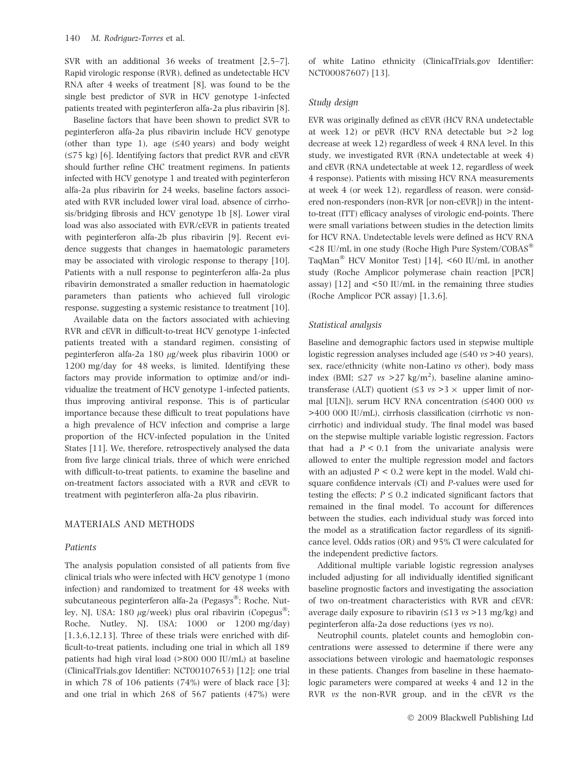SVR with an additional 36 weeks of treatment [2,5–7]. Rapid virologic response (RVR), defined as undetectable HCV RNA after 4 weeks of treatment [8], was found to be the single best predictor of SVR in HCV genotype 1-infected patients treated with peginterferon alfa-2a plus ribavirin [8].

Baseline factors that have been shown to predict SVR to peginterferon alfa-2a plus ribavirin include HCV genotype (other than type 1), age (≤40 years) and body weight (≤75 kg) [6]. Identifying factors that predict RVR and cEVR should further refine CHC treatment regimens. In patients infected with HCV genotype 1 and treated with peginterferon alfa-2a plus ribavirin for 24 weeks, baseline factors associated with RVR included lower viral load, absence of cirrhosis/bridging fibrosis and HCV genotype 1b [8]. Lower viral load was also associated with EVR/cEVR in patients treated with peginterferon alfa-2b plus ribavirin [9]. Recent evidence suggests that changes in haematologic parameters may be associated with virologic response to therapy [10]. Patients with a null response to peginterferon alfa-2a plus ribavirin demonstrated a smaller reduction in haematologic parameters than patients who achieved full virologic response, suggesting a systemic resistance to treatment [10].

Available data on the factors associated with achieving RVR and cEVR in difficult-to-treat HCV genotype 1-infected patients treated with a standard regimen, consisting of peginterferon alfa-2a 180 μg/week plus ribavirin 1000 or 1200 mg/day for 48 weeks, is limited. Identifying these factors may provide information to optimize and/or individualize the treatment of HCV genotype 1-infected patients, thus improving antiviral response. This is of particular importance because these difficult to treat populations have a high prevalence of HCV infection and comprise a large proportion of the HCV-infected population in the United States [11]. We, therefore, retrospectively analysed the data from five large clinical trials, three of which were enriched with difficult-to-treat patients, to examine the baseline and on-treatment factors associated with a RVR and cEVR to treatment with peginterferon alfa-2a plus ribavirin.

## MATERIALS AND METHODS

### Patients

The analysis population consisted of all patients from five clinical trials who were infected with HCV genotype 1 (mono infection) and randomized to treatment for 48 weeks with subcutaneous peginterferon alfa-2a (Pegasys®; Roche, Nutley, NJ, USA; 180 μg/week) plus oral ribavirin (Copegus®; Roche, Nutley, NJ, USA; 1000 or 1200 mg/day) [1,3,6,12,13]. Three of these trials were enriched with difficult-to-treat patients, including one trial in which all 189 patients had high viral load (>800 000 IU/mL) at baseline (ClinicalTrials.gov Identifier: NCT00107653) [12]; one trial in which 78 of 106 patients (74%) were of black race [3]; and one trial in which 268 of 567 patients (47%) were of white Latino ethnicity (ClinicalTrials.gov Identifier: NCT00087607) [13].

### Study design

EVR was originally defined as cEVR (HCV RNA undetectable at week 12) or pEVR (HCV RNA detectable but >2 log decrease at week 12) regardless of week 4 RNA level. In this study, we investigated RVR (RNA undetectable at week 4) and cEVR (RNA undetectable at week 12, regardless of week 4 response). Patients with missing HCV RNA measurements at week 4 (or week 12), regardless of reason, were considered non-responders (non-RVR [or non-cEVR]) in the intent-to-treat (ITT) efficacy analyses of virologic end-points. There were small variations between studies in the detection limits for HCV RNA. Undetectable levels were defined as HCV RNA <28 IU/mL in one study (Roche High Pure System/COBAS® TaqMan® HCV Monitor Test) [14], <60 IU/mL in another study (Roche Amplicor polymerase chain reaction [PCR] assay) [12] and <50 IU/mL in the remaining three studies (Roche Amplicor PCR assay) [1,3,6].

### Statistical analysis

Baseline and demographic factors used in stepwise multiple logistic regression analyses included age (≤40 *vs* >40 years), sex, race/ethnicity (white non-Latino *vs* other), body mass index (BMI; ≤27 *vs* >27 kg/m$^2$), baseline alanine aminotransferase (ALT) quotient (≤3 *vs* >3 × upper limit of normal [ULN]), serum HCV RNA concentration (≤400 000 *vs* >400 000 IU/mL), cirrhosis classification (cirrhotic *vs* non-cirrhotic) and individual study. The final model was based on the stepwise multiple variable logistic regression. Factors that had a $P < 0.1$ from the univariate analysis were allowed to enter the multiple regression model and factors with an adjusted $P < 0.2$ were kept in the model. Wald chi-square confidence intervals (CI) and *P*-values were used for testing the effects; $P \le 0.2$ indicated significant factors that remained in the final model. To account for differences between the studies, each individual study was forced into the model as a stratification factor regardless of its significance level. Odds ratios (OR) and 95% CI were calculated for the independent predictive factors.

Additional multiple variable logistic regression analyses included adjusting for all individually identified significant baseline prognostic factors and investigating the association of two on-treatment characteristics with RVR and cEVR: average daily exposure to ribavirin (≤13 *vs* >13 mg/kg) and peginterferon alfa-2a dose reductions (yes *vs* no).

Neutrophil counts, platelet counts and hemoglobin concentrations were assessed to determine if there were any associations between virologic and haematologic responses in these patients. Changes from baseline in these haematologic parameters were compared at weeks 4 and 12 in the RVR *vs* the non-RVR group, and in the cEVR *vs* the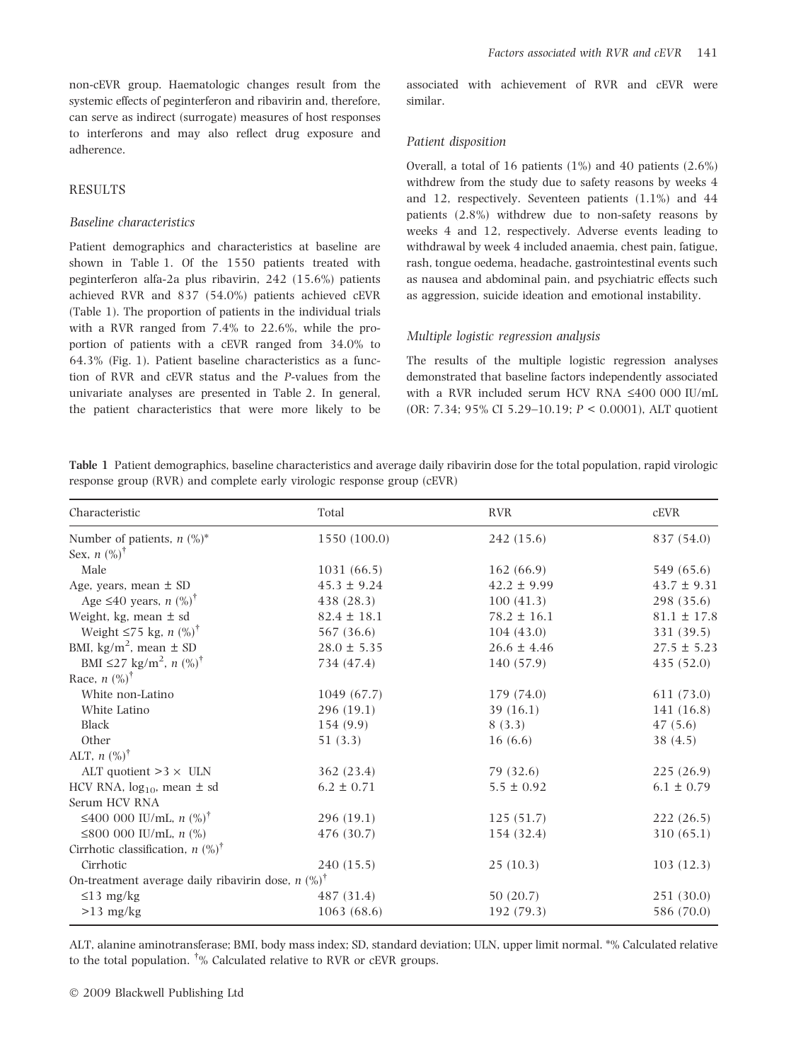non-cEVR group. Haematologic changes result from the systemic effects of peginterferon and ribavirin and, therefore, can serve as indirect (surrogate) measures of host responses to interferons and may also reflect drug exposure and adherence.

## RESULTS

### Baseline characteristics

Patient demographics and characteristics at baseline are shown in Table 1. Of the 1550 patients treated with peginterferon alfa-2a plus ribavirin, 242 (15.6%) patients achieved RVR and 837 (54.0%) patients achieved cEVR (Table 1). The proportion of patients in the individual trials with a RVR ranged from 7.4% to 22.6%, while the proportion of patients with a cEVR ranged from 34.0% to 64.3% (Fig. 1). Patient baseline characteristics as a function of RVR and cEVR status and the *P*-values from the univariate analyses are presented in Table 2. In general, the patient characteristics that were more likely to be associated with achievement of RVR and cEVR were similar.

### Patient disposition

Overall, a total of 16 patients (1%) and 40 patients (2.6%) withdrew from the study due to safety reasons by weeks 4 and 12, respectively. Seventeen patients (1.1%) and 44 patients (2.8%) withdrew due to non-safety reasons by weeks 4 and 12, respectively. Adverse events leading to withdrawal by week 4 included anaemia, chest pain, fatigue, rash, tongue oedema, headache, gastrointestinal events such as nausea and abdominal pain, and psychiatric effects such as aggression, suicide ideation and emotional instability.

### Multiple logistic regression analysis

The results of the multiple logistic regression analyses demonstrated that baseline factors independently associated with a RVR included serum HCV RNA ≤400 000 IU/mL (OR: 7.34; 95% CI 5.29–10.19; $P < 0.0001$), ALT quotient

**Table 1** Patient demographics, baseline characteristics and average daily ribavirin dose for the total population, rapid virologic response group (RVR) and complete early virologic response group (cEVR)

| Characteristic | Total | RVR | cEVR |
|---|---|---|---|
| Number of patients, *n* (%)* | 1550 (100.0) | 242 (15.6) | 837 (54.0) |
| Sex, *n* (%)[†] | | | |
| Male | 1031 (66.5) | 162 (66.9) | 549 (65.6) |
| Age, years, mean ± SD | 45.3 ± 9.24 | 42.2 ± 9.99 | 43.7 ± 9.31 |
| Age ≤40 years, *n* (%)[†] | 438 (28.3) | 100 (41.3) | 298 (35.6) |
| Weight, kg, mean ± sd | 82.4 ± 18.1 | 78.2 ± 16.1 | 81.1 ± 17.8 |
| Weight ≤75 kg, *n* (%)[†] | 567 (36.6) | 104 (43.0) | 331 (39.5) |
| BMI, kg/m$^2$, mean ± SD | 28.0 ± 5.35 | 26.6 ± 4.46 | 27.5 ± 5.23 |
| BMI ≤27 kg/m$^2$, *n* (%)[†] | 734 (47.4) | 140 (57.9) | 435 (52.0) |
| Race, *n* (%)[†] | | | |
| White non-Latino | 1049 (67.7) | 179 (74.0) | 611 (73.0) |
| White Latino | 296 (19.1) | 39 (16.1) | 141 (16.8) |
| Black | 154 (9.9) | 8 (3.3) | 47 (5.6) |
| Other | 51 (3.3) | 16 (6.6) | 38 (4.5) |
| ALT, *n* (%)[†] | | | |
| ALT quotient >3 × ULN | 362 (23.4) | 79 (32.6) | 225 (26.9) |
| HCV RNA, $\log_{10}$, mean ± sd | 6.2 ± 0.71 | 5.5 ± 0.92 | 6.1 ± 0.79 |
| Serum HCV RNA | | | |
| ≤400 000 IU/mL, *n* (%)[†] | 296 (19.1) | 125 (51.7) | 222 (26.5) |
| ≤800 000 IU/mL, *n* (%) | 476 (30.7) | 154 (32.4) | 310 (65.1) |
| Cirrhotic classification, *n* (%)[†] | | | |
| Cirrhotic | 240 (15.5) | 25 (10.3) | 103 (12.3) |
| On-treatment average daily ribavirin dose, *n* (%)[†] | | | |
| ≤13 mg/kg | 487 (31.4) | 50 (20.7) | 251 (30.0) |
| >13 mg/kg | 1063 (68.6) | 192 (79.3) | 586 (70.0) |

ALT, alanine aminotransferase; BMI, body mass index; SD, standard deviation; ULN, upper limit normal. *% Calculated relative to the total population. [†]% Calculated relative to RVR or cEVR groups.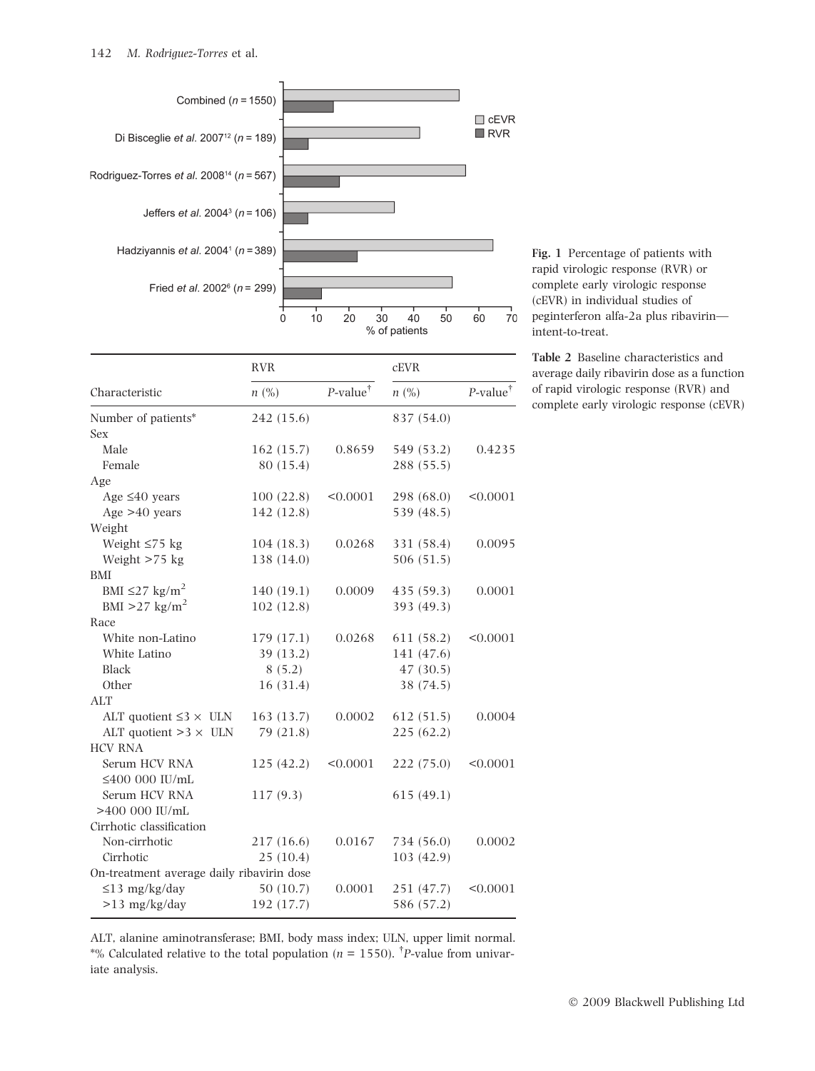Fig. 1 Percentage of patients with rapid virologic response (RVR) or complete early virologic response (cEVR) in individual studies of peginterferon alfa-2a plus ribavirin—intent-to-treat.

**Table 2** Baseline characteristics and average daily ribavirin dose as a function of rapid virologic response (RVR) and complete early virologic response (cEVR)

| Characteristic | RVR | | cEVR | |
|---|---|---|---|---|
| | *n* (%) | *P*-value[†] | *n* (%) | *P*-value[†] |
| Number of patients* | 242 (15.6) | | 837 (54.0) | |
| Sex | | | | |
| Male | 162 (15.7) | 0.8659 | 549 (53.2) | 0.4235 |
| Female | 80 (15.4) | | 288 (55.5) | |
| Age | | | | |
| Age ≤40 years | 100 (22.8) | <0.0001 | 298 (68.0) | <0.0001 |
| Age >40 years | 142 (12.8) | | 539 (48.5) | |
| Weight | | | | |
| Weight ≤75 kg | 104 (18.3) | 0.0268 | 331 (58.4) | 0.0095 |
| Weight >75 kg | 138 (14.0) | | 506 (51.5) | |
| BMI | | | | |
| BMI ≤27 kg/m$^2$ | 140 (19.1) | 0.0009 | 435 (59.3) | 0.0001 |
| BMI >27 kg/m$^2$ | 102 (12.8) | | 393 (49.3) | |
| Race | | | | |
| White non-Latino | 179 (17.1) | 0.0268 | 611 (58.2) | <0.0001 |
| White Latino | 39 (13.2) | | 141 (47.6) | |
| Black | 8 (5.2) | | 47 (30.5) | |
| Other | 16 (31.4) | | 38 (74.5) | |
| ALT | | | | |
| ALT quotient ≤3 × ULN | 163 (13.7) | 0.0002 | 612 (51.5) | 0.0004 |
| ALT quotient >3 × ULN | 79 (21.8) | | 225 (62.2) | |
| HCV RNA | | | | |
| Serum HCV RNA ≤400 000 IU/mL | 125 (42.2) | <0.0001 | 222 (75.0) | <0.0001 |
| Serum HCV RNA >400 000 IU/mL | 117 (9.3) | | 615 (49.1) | |
| Cirrhotic classification | | | | |
| Non-cirrhotic | 217 (16.6) | 0.0167 | 734 (56.0) | 0.0002 |
| Cirrhotic | 25 (10.4) | | 103 (42.9) | |
| On-treatment average daily ribavirin dose | | | | |
| ≤13 mg/kg/day | 50 (10.7) | 0.0001 | 251 (47.7) | <0.0001 |
| >13 mg/kg/day | 192 (17.7) | | 586 (57.2) | |

ALT, alanine aminotransferase; BMI, body mass index; ULN, upper limit normal. *% Calculated relative to the total population (*n* = 1550). [†]*P*-value from univariate analysis.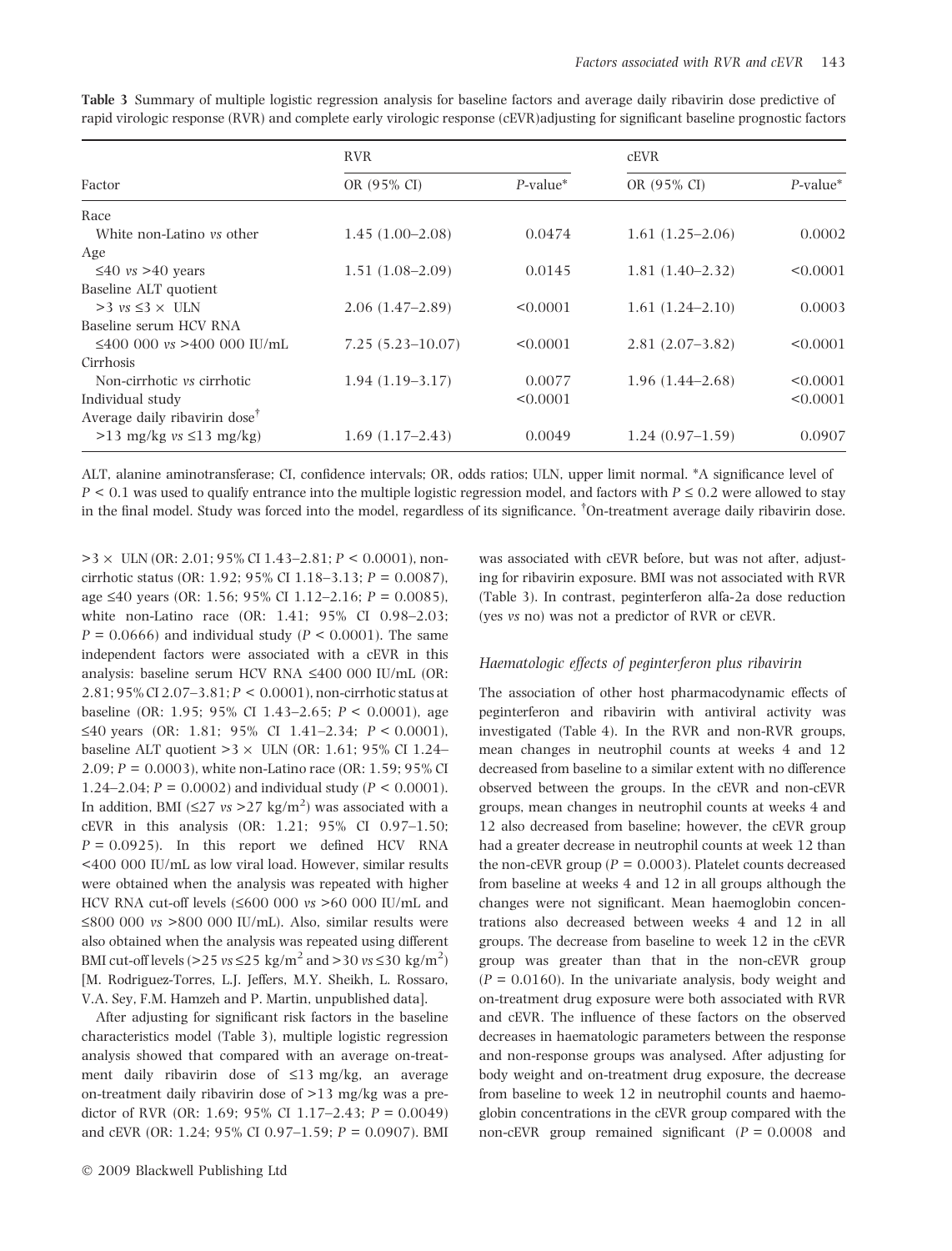**Table 3** Summary of multiple logistic regression analysis for baseline factors and average daily ribavirin dose predictive of rapid virologic response (RVR) and complete early virologic response (cEVR)adjusting for significant baseline prognostic factors

| Factor | RVR | | cEVR | |
|---|---|---|---|---|
| | OR (95% CI) | *P*-value* | OR (95% CI) | *P*-value* |
| Race | | | | |
| White non-Latino *vs* other | 1.45 (1.00–2.08) | 0.0474 | 1.61 (1.25–2.06) | 0.0002 |
| Age | | | | |
| ≤40 *vs* >40 years | 1.51 (1.08–2.09) | 0.0145 | 1.81 (1.40–2.32) | <0.0001 |
| Baseline ALT quotient | | | | |
| >3 *vs* ≤3 × ULN | 2.06 (1.47–2.89) | <0.0001 | 1.61 (1.24–2.10) | 0.0003 |
| Baseline serum HCV RNA | | | | |
| ≤400 000 *vs* >400 000 IU/mL | 7.25 (5.23–10.07) | <0.0001 | 2.81 (2.07–3.82) | <0.0001 |
| Cirrhosis | | | | |
| Non-cirrhotic *vs* cirrhotic | 1.94 (1.19–3.17) | 0.0077 | 1.96 (1.44–2.68) | <0.0001 |
| Individual study | | <0.0001 | | <0.0001 |
| Average daily ribavirin dose[†] | | | | |
| >13 mg/kg *vs* ≤13 mg/kg) | 1.69 (1.17–2.43) | 0.0049 | 1.24 (0.97–1.59) | 0.0907 |

ALT, alanine aminotransferase; CI, confidence intervals; OR, odds ratios; ULN, upper limit normal. *A significance level of $P < 0.1$ was used to qualify entrance into the multiple logistic regression model, and factors with $P \leq 0.2$ were allowed to stay in the final model. Study was forced into the model, regardless of its significance. [†]On-treatment average daily ribavirin dose.

>3 × ULN (OR: 2.01; 95% CI 1.43–2.81; $P < 0.0001$), non-cirrhotic status (OR: 1.92; 95% CI 1.18–3.13; $P = 0.0087$), age ≤40 years (OR: 1.56; 95% CI 1.12–2.16; $P = 0.0085$), white non-Latino race (OR: 1.41; 95% CI 0.98–2.03; $P = 0.0666$) and individual study ($P < 0.0001$). The same independent factors were associated with a cEVR in this analysis: baseline serum HCV RNA ≤400 000 IU/mL (OR: 2.81; 95% CI 2.07–3.81; $P < 0.0001$), non-cirrhotic status at baseline (OR: 1.95; 95% CI 1.43–2.65; $P < 0.0001$), age ≤40 years (OR: 1.81; 95% CI 1.41–2.34; $P < 0.0001$), baseline ALT quotient >3 × ULN (OR: 1.61; 95% CI 1.24–2.09; $P = 0.0003$), white non-Latino race (OR: 1.59; 95% CI 1.24–2.04; $P = 0.0002$) and individual study ($P < 0.0001$). In addition, BMI (≤27 *vs* >27 kg/m$^2$) was associated with a cEVR in this analysis (OR: 1.21; 95% CI 0.97–1.50; $P = 0.0925$). In this report we defined HCV RNA <400 000 IU/mL as low viral load. However, similar results were obtained when the analysis was repeated with higher HCV RNA cut-off levels (≤600 000 *vs* >60 000 IU/mL and ≤800 000 *vs* >800 000 IU/mL). Also, similar results were also obtained when the analysis was repeated using different BMI cut-off levels (>25 *vs* ≤25 kg/m$^2$ and >30 *vs* ≤30 kg/m$^2$) [M. Rodriguez-Torres, L.J. Jeffers, M.Y. Sheikh, L. Rossaro, V.A. Sey, F.M. Hamzeh and P. Martin, unpublished data].

After adjusting for significant risk factors in the baseline characteristics model (Table 3), multiple logistic regression analysis showed that compared with an average on-treatment daily ribavirin dose of ≤13 mg/kg, an average on-treatment daily ribavirin dose of >13 mg/kg was a predictor of RVR (OR: 1.69; 95% CI 1.17–2.43; $P = 0.0049$) and cEVR (OR: 1.24; 95% CI 0.97–1.59; $P = 0.0907$). BMI was associated with cEVR before, but was not after, adjusting for ribavirin exposure. BMI was not associated with RVR (Table 3). In contrast, peginterferon alfa-2a dose reduction (yes *vs* no) was not a predictor of RVR or cEVR.

### *Haematologic effects of peginterferon plus ribavirin*

The association of other host pharmacodynamic effects of peginterferon and ribavirin with antiviral activity was investigated (Table 4). In the RVR and non-RVR groups, mean changes in neutrophil counts at weeks 4 and 12 decreased from baseline to a similar extent with no difference observed between the groups. In the cEVR and non-cEVR groups, mean changes in neutrophil counts at weeks 4 and 12 also decreased from baseline; however, the cEVR group had a greater decrease in neutrophil counts at week 12 than the non-cEVR group ($P = 0.0003$). Platelet counts decreased from baseline at weeks 4 and 12 in all groups although the changes were not significant. Mean haemoglobin concentrations also decreased between weeks 4 and 12 in all groups. The decrease from baseline to week 12 in the cEVR group was greater than that in the non-cEVR group ($P = 0.0160$). In the univariate analysis, body weight and on-treatment drug exposure were both associated with RVR and cEVR. The influence of these factors on the observed decreases in haematologic parameters between the response and non-response groups was analysed. After adjusting for body weight and on-treatment drug exposure, the decrease from baseline to week 12 in neutrophil counts and haemoglobin concentrations in the cEVR group compared with the non-cEVR group remained significant ($P = 0.0008$ and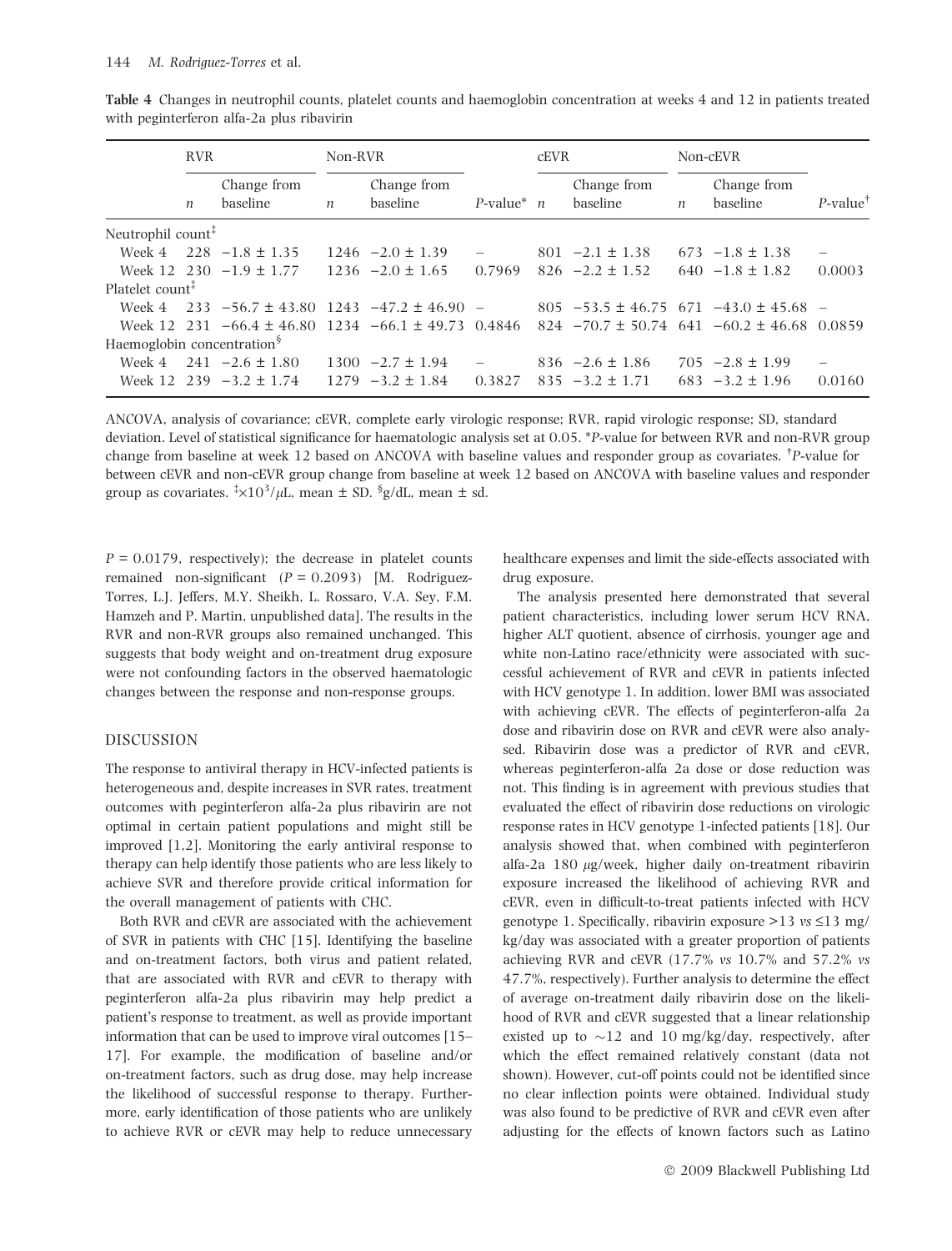**Table 4** Changes in neutrophil counts, platelet counts and haemoglobin concentration at weeks 4 and 12 in patients treated with peginterferon alfa-2a plus ribavirin

| | RVR | | Non-RVR | | | cEVR | | Non-cEVR | | |
|---|---|---|---|---|---|---|---|---|---|---|
| | *n* | Change from baseline | *n* | Change from baseline | *P*-value* | *n* | Change from baseline | *n* | Change from baseline | *P*-value[†] |
| Neutrophil count[‡] | | | | | | | | | | |
| Week 4 | 228 | −1.8 ± 1.35 | 1246 | −2.0 ± 1.39 | – | 801 | −2.1 ± 1.38 | 673 | −1.8 ± 1.38 | – |
| Week 12 | 230 | −1.9 ± 1.77 | 1236 | −2.0 ± 1.65 | 0.7969 | 826 | −2.2 ± 1.52 | 640 | −1.8 ± 1.82 | 0.0003 |
| Platelet count[‡] | | | | | | | | | | |
| Week 4 | 233 | −56.7 ± 43.80 | 1243 | −47.2 ± 46.90 | – | 805 | −53.5 ± 46.75 | 671 | −43.0 ± 45.68 | – |
| Week 12 | 231 | −66.4 ± 46.80 | 1234 | −66.1 ± 49.73 | 0.4846 | 824 | −70.7 ± 50.74 | 641 | −60.2 ± 46.68 | 0.0859 |
| Haemoglobin concentration[§] | | | | | | | | | | |
| Week 4 | 241 | −2.6 ± 1.80 | 1300 | −2.7 ± 1.94 | – | 836 | −2.6 ± 1.86 | 705 | −2.8 ± 1.99 | – |
| Week 12 | 239 | −3.2 ± 1.74 | 1279 | −3.2 ± 1.84 | 0.3827 | 835 | −3.2 ± 1.71 | 683 | −3.2 ± 1.96 | 0.0160 |

ANCOVA, analysis of covariance; cEVR, complete early virologic response; RVR, rapid virologic response; SD, standard deviation. Level of statistical significance for haematologic analysis set at 0.05. **P*-value for between RVR and non-RVR group change from baseline at week 12 based on ANCOVA with baseline values and responder group as covariates. [†]*P*-value for between cEVR and non-cEVR group change from baseline at week 12 based on ANCOVA with baseline values and responder group as covariates. [‡]$\times 10^3/\mu$L, mean ± SD. [§]g/dL, mean ± sd.

$P = 0.0179$, respectively); the decrease in platelet counts remained non-significant ($P = 0.2093$) [M. Rodriguez-Torres, L.J. Jeffers, M.Y. Sheikh, L. Rossaro, V.A. Sey, F.M. Hamzeh and P. Martin, unpublished data]. The results in the RVR and non-RVR groups also remained unchanged. This suggests that body weight and on-treatment drug exposure were not confounding factors in the observed haematologic changes between the response and non-response groups.

## DISCUSSION

The response to antiviral therapy in HCV-infected patients is heterogeneous and, despite increases in SVR rates, treatment outcomes with peginterferon alfa-2a plus ribavirin are not optimal in certain patient populations and might still be improved [1,2]. Monitoring the early antiviral response to therapy can help identify those patients who are less likely to achieve SVR and therefore provide critical information for the overall management of patients with CHC.

Both RVR and cEVR are associated with the achievement of SVR in patients with CHC [15]. Identifying the baseline and on-treatment factors, both virus and patient related, that are associated with RVR and cEVR to therapy with peginterferon alfa-2a plus ribavirin may help predict a patient's response to treatment, as well as provide important information that can be used to improve viral outcomes [15–17]. For example, the modification of baseline and/or on-treatment factors, such as drug dose, may help increase the likelihood of successful response to therapy. Furthermore, early identification of those patients who are unlikely to achieve RVR or cEVR may help to reduce unnecessary healthcare expenses and limit the side-effects associated with drug exposure.

The analysis presented here demonstrated that several patient characteristics, including lower serum HCV RNA, higher ALT quotient, absence of cirrhosis, younger age and white non-Latino race/ethnicity were associated with successful achievement of RVR and cEVR in patients infected with HCV genotype 1. In addition, lower BMI was associated with achieving cEVR. The effects of peginterferon-alfa 2a dose and ribavirin dose on RVR and cEVR were also analysed. Ribavirin dose was a predictor of RVR and cEVR, whereas peginterferon-alfa 2a dose or dose reduction was not. This finding is in agreement with previous studies that evaluated the effect of ribavirin dose reductions on virologic response rates in HCV genotype 1-infected patients [18]. Our analysis showed that, when combined with peginterferon alfa-2a 180 $\mu$g/week, higher daily on-treatment ribavirin exposure increased the likelihood of achieving RVR and cEVR, even in difficult-to-treat patients infected with HCV genotype 1. Specifically, ribavirin exposure >13 *vs* ≤13 mg/kg/day was associated with a greater proportion of patients achieving RVR and cEVR (17.7% *vs* 10.7% and 57.2% *vs* 47.7%, respectively). Further analysis to determine the effect of average on-treatment daily ribavirin dose on the likelihood of RVR and cEVR suggested that a linear relationship existed up to ~12 and 10 mg/kg/day, respectively, after which the effect remained relatively constant (data not shown). However, cut-off points could not be identified since no clear inflection points were obtained. Individual study was also found to be predictive of RVR and cEVR even after adjusting for the effects of known factors such as Latino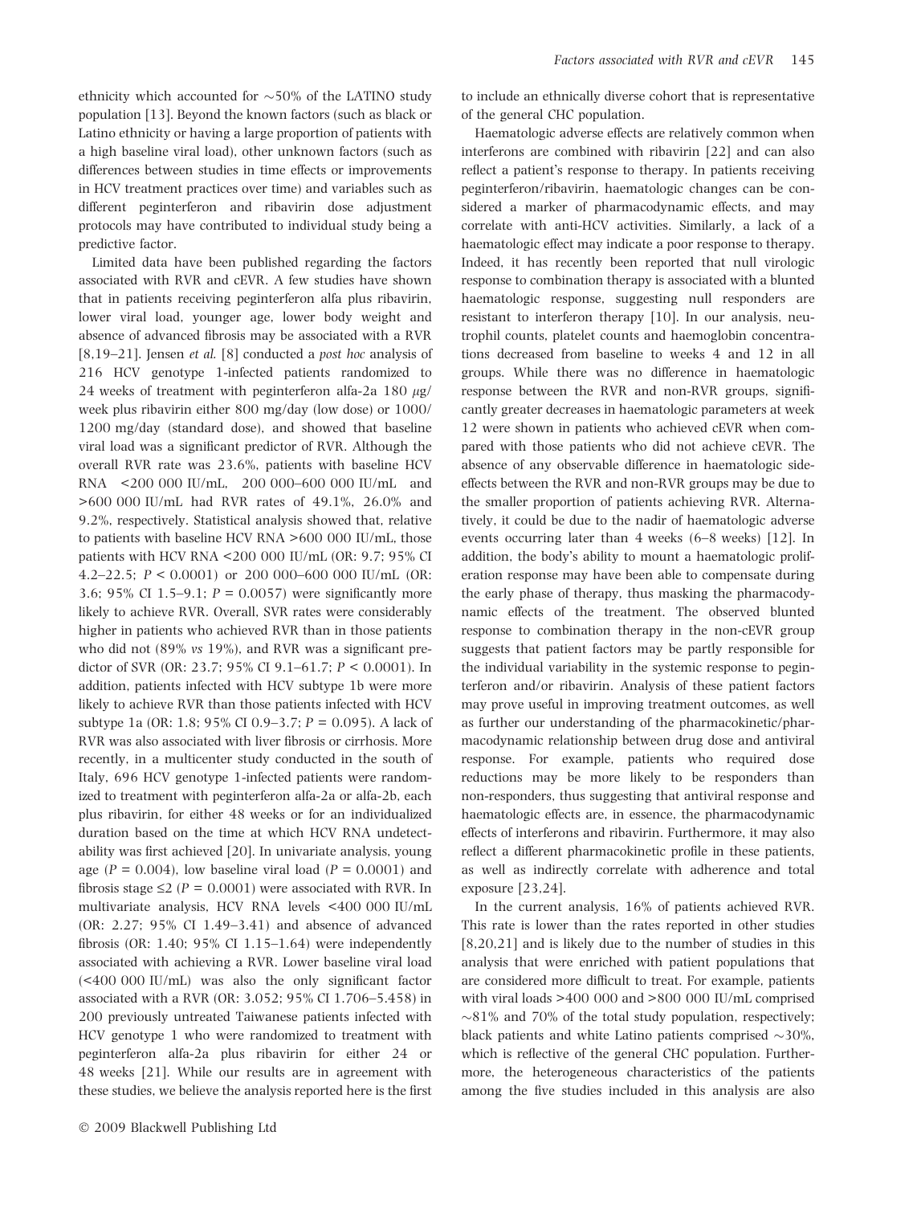ethnicity which accounted for ~50% of the LATINO study population [13]. Beyond the known factors (such as black or Latino ethnicity or having a large proportion of patients with a high baseline viral load), other unknown factors (such as differences between studies in time effects or improvements in HCV treatment practices over time) and variables such as different peginterferon and ribavirin dose adjustment protocols may have contributed to individual study being a predictive factor.

Limited data have been published regarding the factors associated with RVR and cEVR. A few studies have shown that in patients receiving peginterferon alfa plus ribavirin, lower viral load, younger age, lower body weight and absence of advanced fibrosis may be associated with a RVR [8,19–21]. Jensen *et al.* [8] conducted a *post hoc* analysis of 216 HCV genotype 1-infected patients randomized to 24 weeks of treatment with peginterferon alfa-2a 180 $\mu$g/week plus ribavirin either 800 mg/day (low dose) or 1000/1200 mg/day (standard dose), and showed that baseline viral load was a significant predictor of RVR. Although the overall RVR rate was 23.6%, patients with baseline HCV RNA <200 000 IU/mL, 200 000–600 000 IU/mL and >600 000 IU/mL had RVR rates of 49.1%, 26.0% and 9.2%, respectively. Statistical analysis showed that, relative to patients with baseline HCV RNA >600 000 IU/mL, those patients with HCV RNA <200 000 IU/mL (OR: 9.7; 95% CI 4.2–22.5; $P < 0.0001$) or 200 000–600 000 IU/mL (OR: 3.6; 95% CI 1.5–9.1; $P = 0.0057$) were significantly more likely to achieve RVR. Overall, SVR rates were considerably higher in patients who achieved RVR than in those patients who did not (89% *vs* 19%), and RVR was a significant predictor of SVR (OR: 23.7; 95% CI 9.1–61.7; $P < 0.0001$). In addition, patients infected with HCV subtype 1b were more likely to achieve RVR than those patients infected with HCV subtype 1a (OR: 1.8; 95% CI 0.9–3.7; $P = 0.095$). A lack of RVR was also associated with liver fibrosis or cirrhosis. More recently, in a multicenter study conducted in the south of Italy, 696 HCV genotype 1-infected patients were randomized to treatment with peginterferon alfa-2a or alfa-2b, each plus ribavirin, for either 48 weeks or for an individualized duration based on the time at which HCV RNA undetectability was first achieved [20]. In univariate analysis, young age ($P = 0.004$), low baseline viral load ($P = 0.0001$) and fibrosis stage ≤2 ($P = 0.0001$) were associated with RVR. In multivariate analysis, HCV RNA levels <400 000 IU/mL (OR: 2.27; 95% CI 1.49–3.41) and absence of advanced fibrosis (OR: 1.40; 95% CI 1.15–1.64) were independently associated with achieving a RVR. Lower baseline viral load (<400 000 IU/mL) was also the only significant factor associated with a RVR (OR: 3.052; 95% CI 1.706–5.458) in 200 previously untreated Taiwanese patients infected with HCV genotype 1 who were randomized to treatment with peginterferon alfa-2a plus ribavirin for either 24 or 48 weeks [21]. While our results are in agreement with these studies, we believe the analysis reported here is the first to include an ethnically diverse cohort that is representative of the general CHC population.

Haematologic adverse effects are relatively common when interferons are combined with ribavirin [22] and can also reflect a patient's response to therapy. In patients receiving peginterferon/ribavirin, haematologic changes can be considered a marker of pharmacodynamic effects, and may correlate with anti-HCV activities. Similarly, a lack of a haematologic effect may indicate a poor response to therapy. Indeed, it has recently been reported that null virologic response to combination therapy is associated with a blunted haematologic response, suggesting null responders are resistant to interferon therapy [10]. In our analysis, neutrophil counts, platelet counts and haemoglobin concentrations decreased from baseline to weeks 4 and 12 in all groups. While there was no difference in haematologic response between the RVR and non-RVR groups, significantly greater decreases in haematologic parameters at week 12 were shown in patients who achieved cEVR when compared with those patients who did not achieve cEVR. The absence of any observable difference in haematologic side-effects between the RVR and non-RVR groups may be due to the smaller proportion of patients achieving RVR. Alternatively, it could be due to the nadir of haematologic adverse events occurring later than 4 weeks (6–8 weeks) [12]. In addition, the body's ability to mount a haematologic proliferation response may have been able to compensate during the early phase of therapy, thus masking the pharmacodynamic effects of the treatment. The observed blunted response to combination therapy in the non-cEVR group suggests that patient factors may be partly responsible for the individual variability in the systemic response to peginterferon and/or ribavirin. Analysis of these patient factors may prove useful in improving treatment outcomes, as well as further our understanding of the pharmacokinetic/pharmacodynamic relationship between drug dose and antiviral response. For example, patients who required dose reductions may be more likely to be responders than non-responders, thus suggesting that antiviral response and haematologic effects are, in essence, the pharmacodynamic effects of interferons and ribavirin. Furthermore, it may also reflect a different pharmacokinetic profile in these patients, as well as indirectly correlate with adherence and total exposure [23,24].

In the current analysis, 16% of patients achieved RVR. This rate is lower than the rates reported in other studies [8,20,21] and is likely due to the number of studies in this analysis that were enriched with patient populations that are considered more difficult to treat. For example, patients with viral loads >400 000 and >800 000 IU/mL comprised ~81% and 70% of the total study population, respectively; black patients and white Latino patients comprised ~30%, which is reflective of the general CHC population. Furthermore, the heterogeneous characteristics of the patients among the five studies included in this analysis are also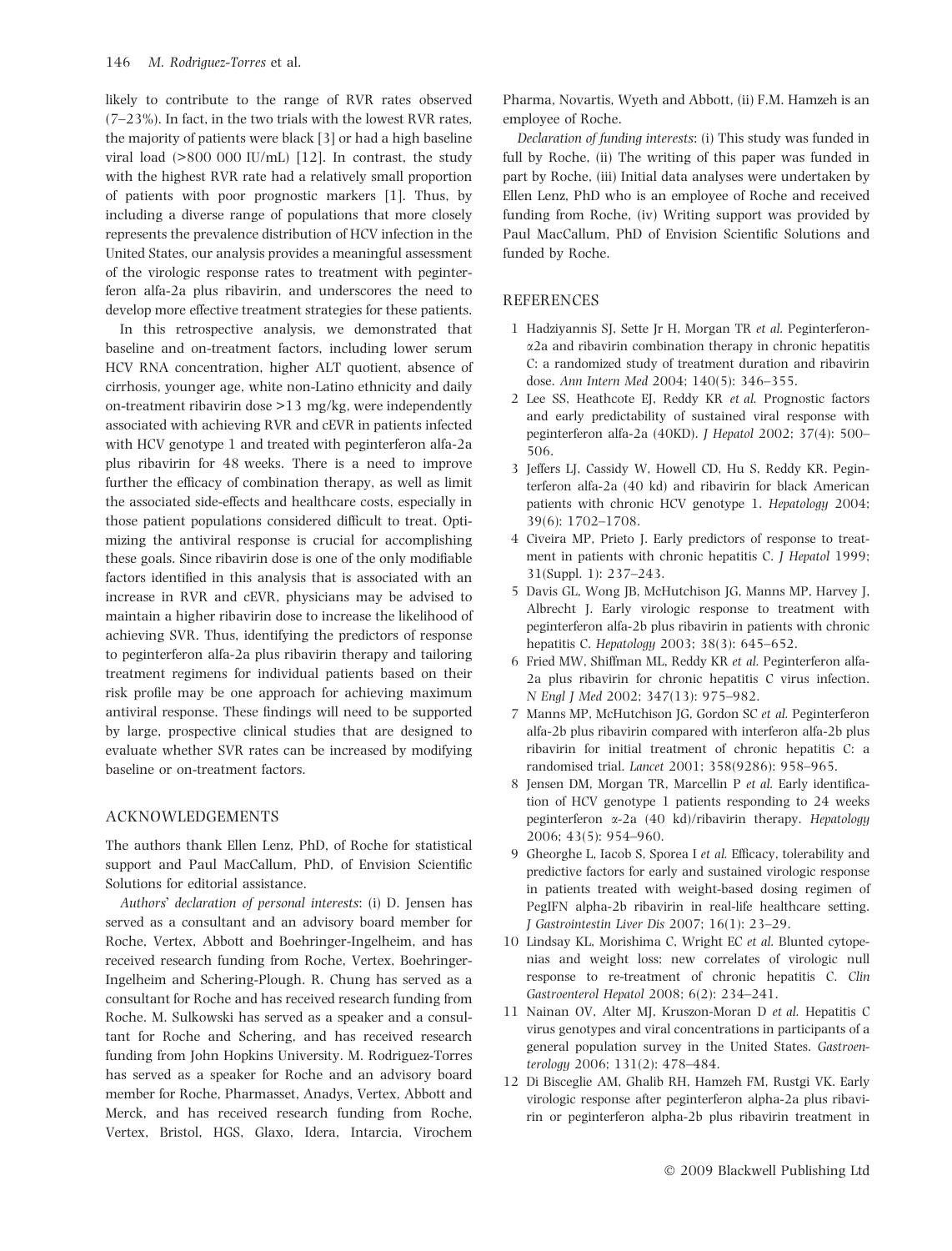likely to contribute to the range of RVR rates observed (7–23%). In fact, in the two trials with the lowest RVR rates, the majority of patients were black [3] or had a high baseline viral load (>800 000 IU/mL) [12]. In contrast, the study with the highest RVR rate had a relatively small proportion of patients with poor prognostic markers [1]. Thus, by including a diverse range of populations that more closely represents the prevalence distribution of HCV infection in the United States, our analysis provides a meaningful assessment of the virologic response rates to treatment with peginterferon alfa-2a plus ribavirin, and underscores the need to develop more effective treatment strategies for these patients.

In this retrospective analysis, we demonstrated that baseline and on-treatment factors, including lower serum HCV RNA concentration, higher ALT quotient, absence of cirrhosis, younger age, white non-Latino ethnicity and daily on-treatment ribavirin dose >13 mg/kg, were independently associated with achieving RVR and cEVR in patients infected with HCV genotype 1 and treated with peginterferon alfa-2a plus ribavirin for 48 weeks. There is a need to improve further the efficacy of combination therapy, as well as limit the associated side-effects and healthcare costs, especially in those patient populations considered difficult to treat. Optimizing the antiviral response is crucial for accomplishing these goals. Since ribavirin dose is one of the only modifiable factors identified in this analysis that is associated with an increase in RVR and cEVR, physicians may be advised to maintain a higher ribavirin dose to increase the likelihood of achieving SVR. Thus, identifying the predictors of response to peginterferon alfa-2a plus ribavirin therapy and tailoring treatment regimens for individual patients based on their risk profile may be one approach for achieving maximum antiviral response. These findings will need to be supported by large, prospective clinical studies that are designed to evaluate whether SVR rates can be increased by modifying baseline or on-treatment factors.

## ACKNOWLEDGEMENTS

The authors thank Ellen Lenz, PhD, of Roche for statistical support and Paul MacCallum, PhD, of Envision Scientific Solutions for editorial assistance.

*Authors' declaration of personal interests*: (i) D. Jensen has served as a consultant and an advisory board member for Roche, Vertex, Abbott and Boehringer-Ingelheim, and has received research funding from Roche, Vertex, Boehringer-Ingelheim and Schering-Plough. R. Chung has served as a consultant for Roche and has received research funding from Roche. M. Sulkowski has served as a speaker and a consultant for Roche and Schering, and has received research funding from John Hopkins University. M. Rodriguez-Torres has served as a speaker for Roche and an advisory board member for Roche, Pharmasset, Anadys, Vertex, Abbott and Merck, and has received research funding from Roche, Vertex, Bristol, HGS, Glaxo, Idera, Intarcia, Virochem Pharma, Novartis, Wyeth and Abbott, (ii) F.M. Hamzeh is an employee of Roche.

*Declaration of funding interests*: (i) This study was funded in full by Roche, (ii) The writing of this paper was funded in part by Roche, (iii) Initial data analyses were undertaken by Ellen Lenz, PhD who is an employee of Roche and received funding from Roche, (iv) Writing support was provided by Paul MacCallum, PhD of Envision Scientific Solutions and funded by Roche.

## REFERENCES

1. Hadziyannis SJ, Sette Jr H, Morgan TR *et al.* Peginterferon-α2a and ribavirin combination therapy in chronic hepatitis C: a randomized study of treatment duration and ribavirin dose. *Ann Intern Med* 2004; 140(5): 346–355.
2. Lee SS, Heathcote EJ, Reddy KR *et al.* Prognostic factors and early predictability of sustained viral response with peginterferon alfa-2a (40KD). *J Hepatol* 2002; 37(4): 500–506.
3. Jeffers LJ, Cassidy W, Howell CD, Hu S, Reddy KR. Peginterferon alfa-2a (40 kd) and ribavirin for black American patients with chronic HCV genotype 1. *Hepatology* 2004; 39(6): 1702–1708.
4. Civeira MP, Prieto J. Early predictors of response to treatment in patients with chronic hepatitis C. *J Hepatol* 1999; 31(Suppl. 1): 237–243.
5. Davis GL, Wong JB, McHutchison JG, Manns MP, Harvey J, Albrecht J. Early virologic response to treatment with peginterferon alfa-2b plus ribavirin in patients with chronic hepatitis C. *Hepatology* 2003; 38(3): 645–652.
6. Fried MW, Shiffman ML, Reddy KR *et al.* Peginterferon alfa-2a plus ribavirin for chronic hepatitis C virus infection. *N Engl J Med* 2002; 347(13): 975–982.
7. Manns MP, McHutchison JG, Gordon SC *et al.* Peginterferon alfa-2b plus ribavirin compared with interferon alfa-2b plus ribavirin for initial treatment of chronic hepatitis C: a randomised trial. *Lancet* 2001; 358(9286): 958–965.
8. Jensen DM, Morgan TR, Marcellin P *et al.* Early identification of HCV genotype 1 patients responding to 24 weeks peginterferon α-2a (40 kd)/ribavirin therapy. *Hepatology* 2006; 43(5): 954–960.
9. Gheorghe L, Iacob S, Sporea I *et al.* Efficacy, tolerability and predictive factors for early and sustained virologic response in patients treated with weight-based dosing regimen of PegIFN alpha-2b ribavirin in real-life healthcare setting. *J Gastrointestin Liver Dis* 2007; 16(1): 23–29.
10. Lindsay KL, Morishima C, Wright EC *et al.* Blunted cytopenias and weight loss: new correlates of virologic null response to re-treatment of chronic hepatitis C. *Clin Gastroenterol Hepatol* 2008; 6(2): 234–241.
11. Nainan OV, Alter MJ, Kruszon-Moran D *et al.* Hepatitis C virus genotypes and viral concentrations in participants of a general population survey in the United States. *Gastroenterology* 2006; 131(2): 478–484.
12. Di Bisceglie AM, Ghalib RH, Hamzeh FM, Rustgi VK. Early virologic response after peginterferon alpha-2a plus ribavirin or peginterferon alpha-2b plus ribavirin treatment in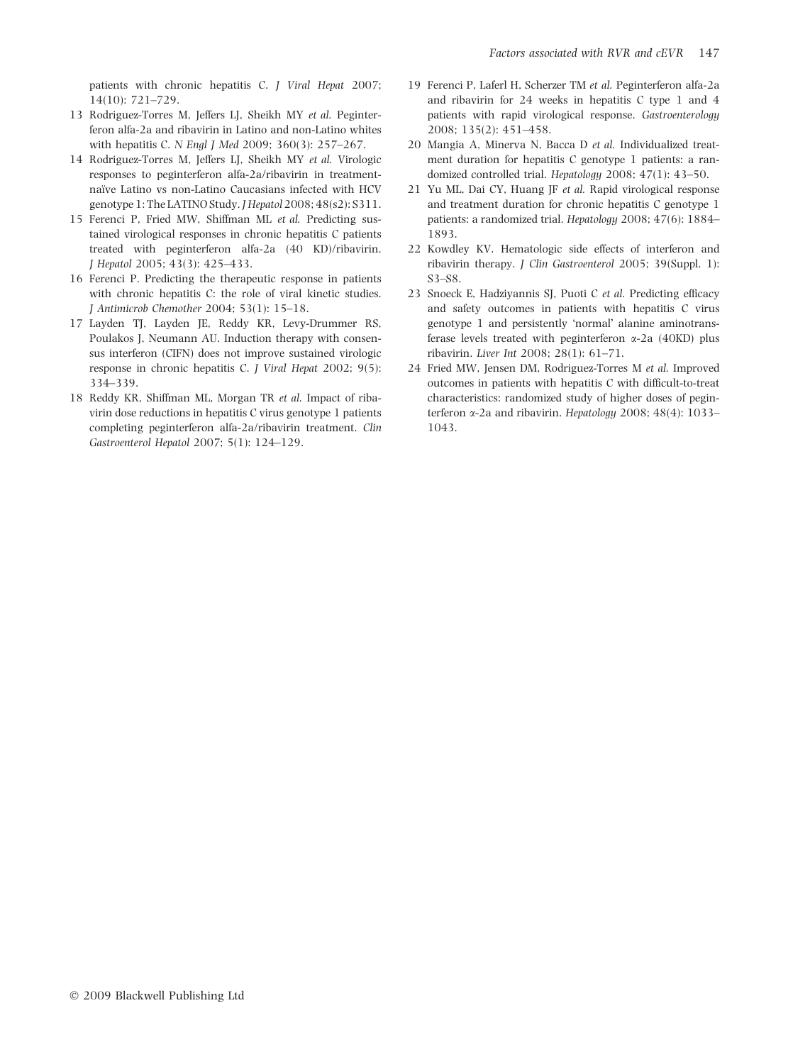patients with chronic hepatitis C. *J Viral Hepat* 2007; 14(10): 721–729.

13 Rodriguez-Torres M, Jeffers LJ, Sheikh MY *et al.* Peginterferon alfa-2a and ribavirin in Latino and non-Latino whites with hepatitis C. *N Engl J Med* 2009; 360(3): 257–267.

14 Rodriguez-Torres M, Jeffers LJ, Sheikh MY *et al.* Virologic responses to peginterferon alfa-2a/ribavirin in treatment-naïve Latino vs non-Latino Caucasians infected with HCV genotype 1: The LATINO Study. *J Hepatol* 2008; 48(s2): S311.

15 Ferenci P, Fried MW, Shiffman ML *et al.* Predicting sustained virological responses in chronic hepatitis C patients treated with peginterferon alfa-2a (40 KD)/ribavirin. *J Hepatol* 2005; 43(3): 425–433.

16 Ferenci P. Predicting the therapeutic response in patients with chronic hepatitis C: the role of viral kinetic studies. *J Antimicrob Chemother* 2004; 53(1): 15–18.

17 Layden TJ, Layden JE, Reddy KR, Levy-Drummer RS, Poulakos J, Neumann AU. Induction therapy with consensus interferon (CIFN) does not improve sustained virologic response in chronic hepatitis C. *J Viral Hepat* 2002; 9(5): 334–339.

18 Reddy KR, Shiffman ML, Morgan TR *et al.* Impact of ribavirin dose reductions in hepatitis C virus genotype 1 patients completing peginterferon alfa-2a/ribavirin treatment. *Clin Gastroenterol Hepatol* 2007; 5(1): 124–129.

19 Ferenci P, Laferl H, Scherzer TM *et al.* Peginterferon alfa-2a and ribavirin for 24 weeks in hepatitis C type 1 and 4 patients with rapid virological response. *Gastroenterology* 2008; 135(2): 451–458.

20 Mangia A, Minerva N, Bacca D *et al.* Individualized treatment duration for hepatitis C genotype 1 patients: a randomized controlled trial. *Hepatology* 2008; 47(1): 43–50.

21 Yu ML, Dai CY, Huang JF *et al.* Rapid virological response and treatment duration for chronic hepatitis C genotype 1 patients: a randomized trial. *Hepatology* 2008; 47(6): 1884–1893.

22 Kowdley KV. Hematologic side effects of interferon and ribavirin therapy. *J Clin Gastroenterol* 2005; 39(Suppl. 1): S3–S8.

23 Snoeck E, Hadziyannis SJ, Puoti C *et al.* Predicting efficacy and safety outcomes in patients with hepatitis C virus genotype 1 and persistently 'normal' alanine aminotransferase levels treated with peginterferon α-2a (40KD) plus ribavirin. *Liver Int* 2008; 28(1): 61–71.

24 Fried MW, Jensen DM, Rodriguez-Torres M *et al.* Improved outcomes in patients with hepatitis C with difficult-to-treat characteristics: randomized study of higher doses of peginterferon α-2a and ribavirin. *Hepatology* 2008; 48(4): 1033–1043.